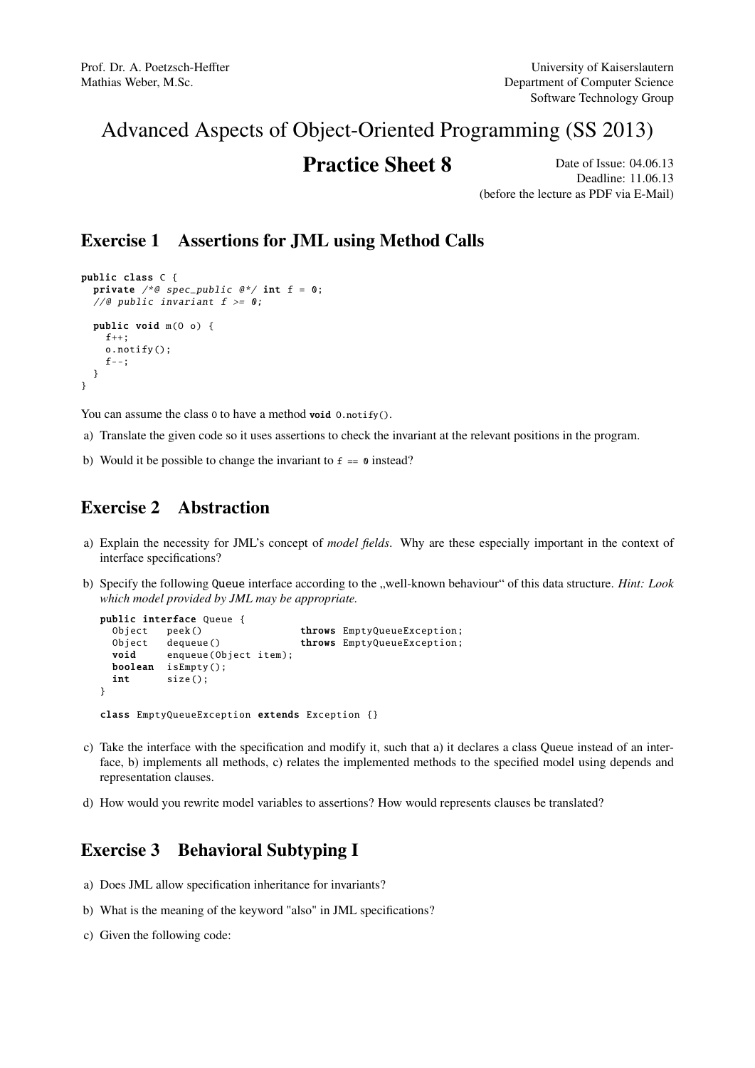Prof. Dr. A. Poetzsch-Heffter
Mathias Weber, M.Sc.

University of Kaiserslautern
Department of Computer Science
Software Technology Group

# Advanced Aspects of Object-Oriented Programming (SS 2013)

## Practice Sheet 8

Date of Issue: 04.06.13
Deadline: 11.06.13
(before the lecture as PDF via E-Mail)

## Exercise 1 Assertions for JML using Method Calls

```
public class C {
  private /*@ spec_public @*/ int f = 0;
  //@ public invariant f >= 0;

  public void m(O o) {
    f++;
    o.notify();
    f--;
  }
}
```

You can assume the class `O` to have a method `void O.notify()`.

a) Translate the given code so it uses assertions to check the invariant at the relevant positions in the program.

b) Would it be possible to change the invariant to `f == 0` instead?

## Exercise 2 Abstraction

a) Explain the necessity for JML's concept of *model fields*. Why are these especially important in the context of interface specifications?

b) Specify the following `Queue` interface according to the „well-known behaviour" of this data structure. *Hint: Look which model provided by JML may be appropriate.*

```
public interface Queue {
  Object   peek()               throws EmptyQueueException;
  Object   dequeue()            throws EmptyQueueException;
  void     enqueue(Object item);
  boolean  isEmpty();
  int      size();
}

class EmptyQueueException extends Exception {}
```

c) Take the interface with the specification and modify it, such that a) it declares a class Queue instead of an interface, b) implements all methods, c) relates the implemented methods to the specified model using depends and representation clauses.

d) How would you rewrite model variables to assertions? How would represents clauses be translated?

## Exercise 3 Behavioral Subtyping I

a) Does JML allow specification inheritance for invariants?

b) What is the meaning of the keyword "also" in JML specifications?

c) Given the following code: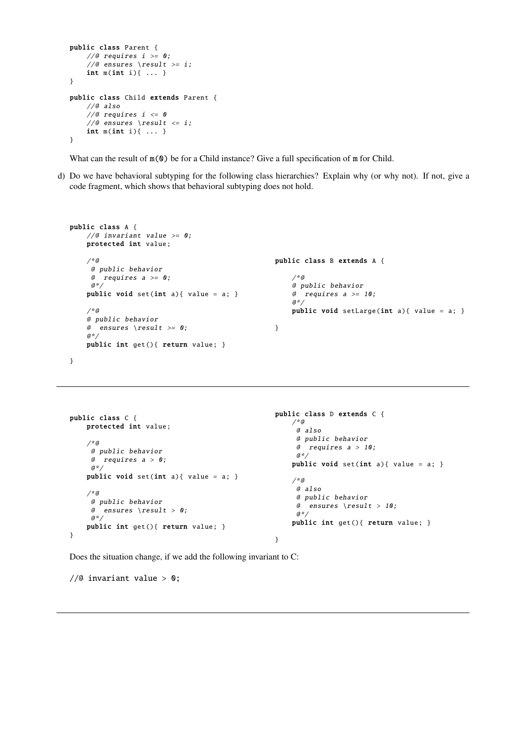```java
public class Parent {
    //@ requires i >= 0;
    //@ ensures \result >= i;
    int m(int i){ ... }
}

public class Child extends Parent {
    //@ also
    //@ requires i <= 0
    //@ ensures \result <= i;
    int m(int i){ ... }
}
```

What can the result of m(0) be for a Child instance? Give a full specification of m for Child.

d) Do we have behavioral subtyping for the following class hierarchies? Explain why (or why not). If not, give a code fragment, which shows that behavioral subtyping does not hold.

```java
public class A {
    //@ invariant value >= 0;
    protected int value;

    /*@
     @ public behavior
     @  requires a >= 0;
     @*/
    public void set(int a){ value = a; }

    /*@
    @ public behavior
    @  ensures \result >= 0;
    @*/
    public int get(){ return value; }

}
```

```java
public class B extends A {

    /*@
    @ public behavior
    @  requires a >= 10;
    @*/
    public void setLarge(int a){ value = a; }

}
```

---

```java
public class C {
    protected int value;

    /*@
     @ public behavior
     @  requires a > 0;
     @*/
    public void set(int a){ value = a; }

    /*@
     @ public behavior
     @  ensures \result > 0;
     @*/
    public int get(){ return value; }
}
```

```java
public class D extends C {
    /*@
     @ also
     @ public behavior
     @  requires a > 10;
     @*/
    public void set(int a){ value = a; }

    /*@
     @ also
     @ public behavior
     @  ensures \result > 10;
     @*/
    public int get(){ return value; }

}
```

Does the situation change, if we add the following invariant to C:

```java
//@ invariant value > 0;
```

---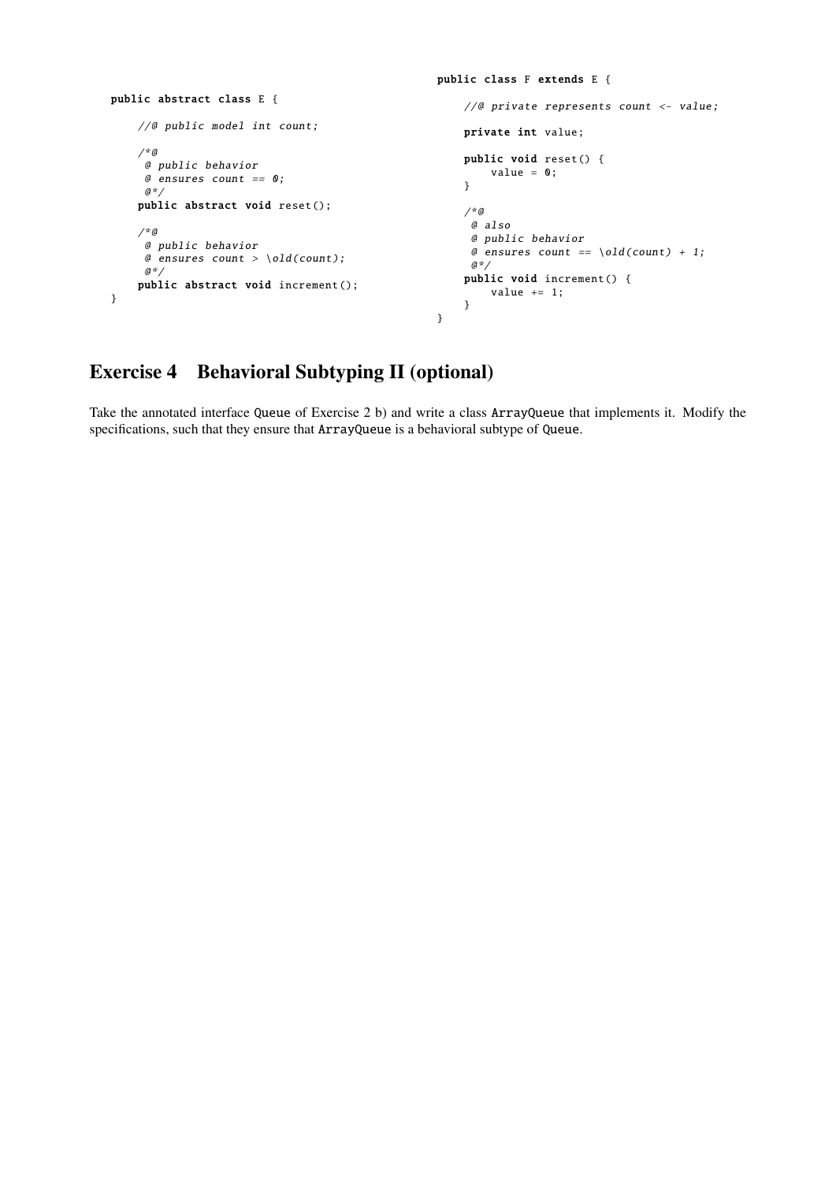```java
public abstract class E {

    //@ public model int count;

    /*@
     @ public behavior
     @ ensures count == 0;
     @*/
    public abstract void reset();

    /*@
     @ public behavior
     @ ensures count > \old(count);
     @*/
    public abstract void increment();
}
```

```java
public class F extends E {

    //@ private represents count <- value;

    private int value;

    public void reset() {
        value = 0;
    }

    /*@
     @ also
     @ public behavior
     @ ensures count == \old(count) + 1;
     @*/
    public void increment() {
        value += 1;
    }
}
```

## Exercise 4 Behavioral Subtyping II (optional)

Take the annotated interface Queue of Exercise 2 b) and write a class ArrayQueue that implements it. Modify the specifications, such that they ensure that ArrayQueue is a behavioral subtype of Queue.